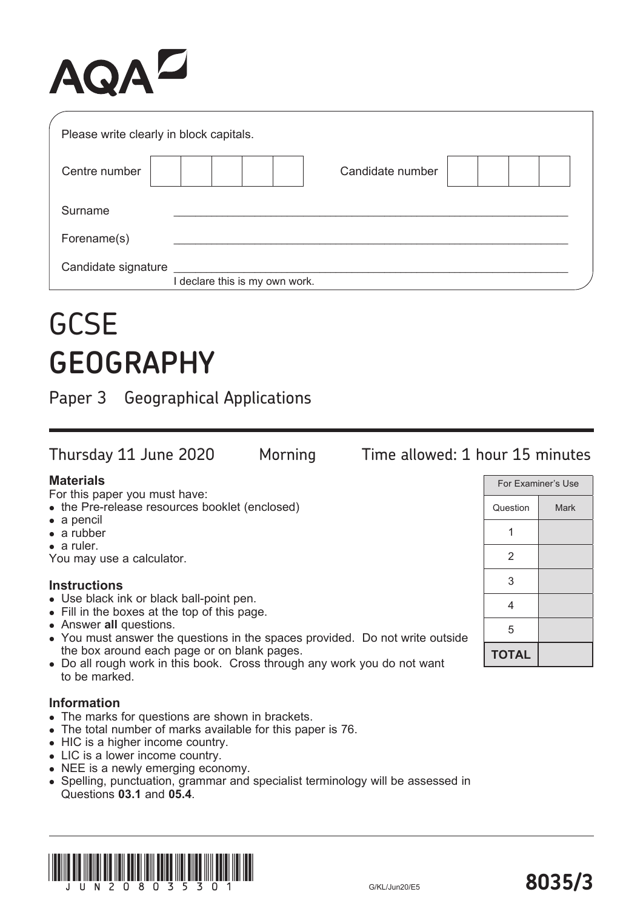AQA

Please write clearly in block capitals.

| Centre number | | | | | | Candidate number | | | | |
|---|---|---|---|---|---|---|---|---|---|---|

Surname ____________________

Forename(s) ____________________

Candidate signature ____________________
I declare this is my own work.

# GCSE
# GEOGRAPHY

## Paper 3 Geographical Applications

Thursday 11 June 2020 Morning Time allowed: 1 hour 15 minutes

**Materials**

For this paper you must have:

- the Pre-release resources booklet (enclosed)
- a pencil
- a rubber
- a ruler.

You may use a calculator.

**Instructions**

- Use black ink or black ball-point pen.
- Fill in the boxes at the top of this page.
- Answer **all** questions.
- You must answer the questions in the spaces provided. Do not write outside the box around each page or on blank pages.
- Do all rough work in this book. Cross through any work you do not want to be marked.

**Information**

- The marks for questions are shown in brackets.
- The total number of marks available for this paper is 76.
- HIC is a higher income country.
- LIC is a lower income country.
- NEE is a newly emerging economy.
- Spelling, punctuation, grammar and specialist terminology will be assessed in Questions **03.1** and **05.4**.

| For Examiner's Use | |
|---|---|
| Question | Mark |
| 1 | |
| 2 | |
| 3 | |
| 4 | |
| 5 | |
| **TOTAL** | |

JUN208035301

G/KL/Jun20/E5

**8035/3**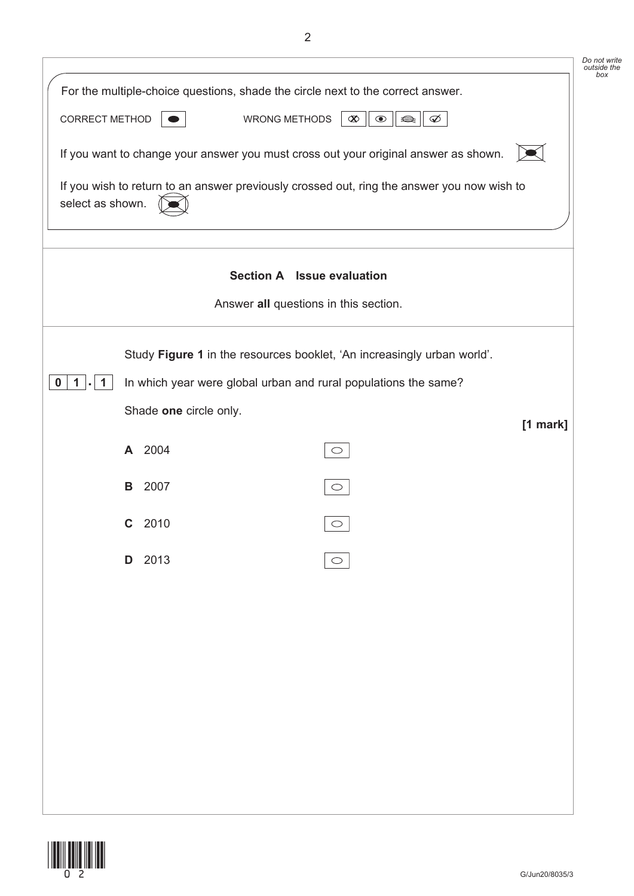For the multiple-choice questions, shade the circle next to the correct answer.

CORRECT METHOD  WRONG METHODS

If you want to change your answer you must cross out your original answer as shown.

If you wish to return to an answer previously crossed out, ring the answer you now wish to select as shown.

## Section A Issue evaluation

Answer **all** questions in this section.

Study **Figure 1** in the resources booklet, 'An increasingly urban world'.

**0 1 . 1** In which year were global urban and rural populations the same?

Shade **one** circle only.

**[1 mark]**

**A** 2004 ○

**B** 2007 ○

**C** 2010 ○

**D** 2013 ○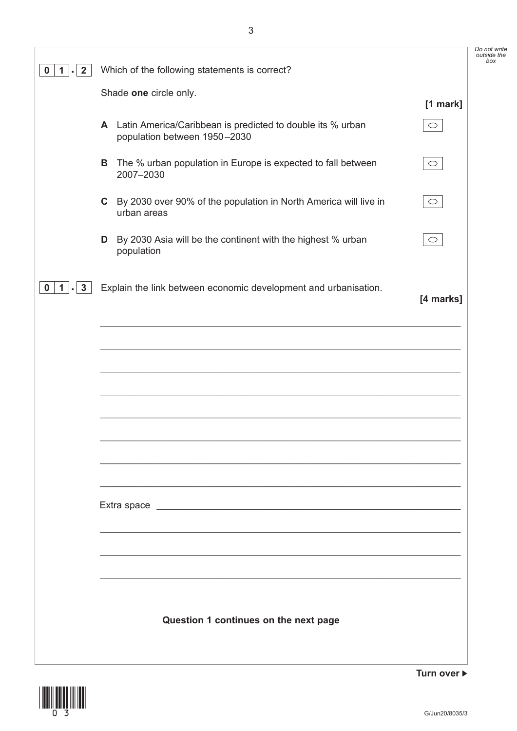**0 1 . 2** Which of the following statements is correct?

Shade **one** circle only.

**[1 mark]**

**A** Latin America/Caribbean is predicted to double its % urban population between 1950–2030 ○

**B** The % urban population in Europe is expected to fall between 2007–2030 ○

**C** By 2030 over 90% of the population in North America will live in urban areas ○

**D** By 2030 Asia will be the continent with the highest % urban population ○

**0 1 . 3** Explain the link between economic development and urbanisation.

**[4 marks]**

_______________________________________________________________________

_______________________________________________________________________

_______________________________________________________________________

_______________________________________________________________________

_______________________________________________________________________

_______________________________________________________________________

_______________________________________________________________________

_______________________________________________________________________

Extra space _____________________________________________________________

_______________________________________________________________________

_______________________________________________________________________

_______________________________________________________________________

**Question 1 continues on the next page**

**Turn over ►**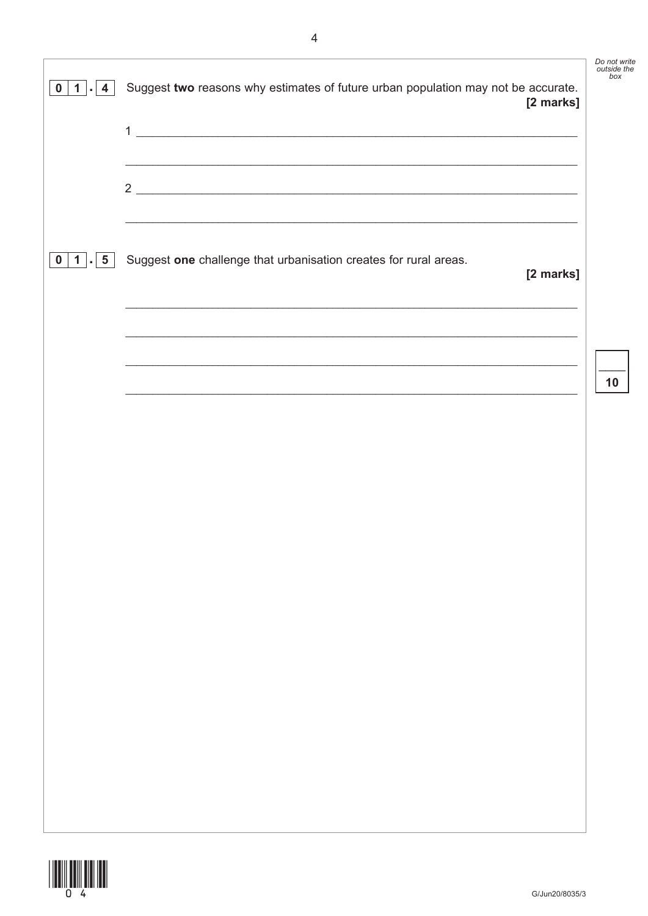**0 1 . 4** Suggest **two** reasons why estimates of future urban population may not be accurate. **[2 marks]**

1 ____________________________________________________________________

____________________________________________________________________

2 ____________________________________________________________________

____________________________________________________________________

**0 1 . 5** Suggest **one** challenge that urbanisation creates for rural areas. **[2 marks]**

____________________________________________________________________

____________________________________________________________________

____________________________________________________________________

____________________________________________________________________

10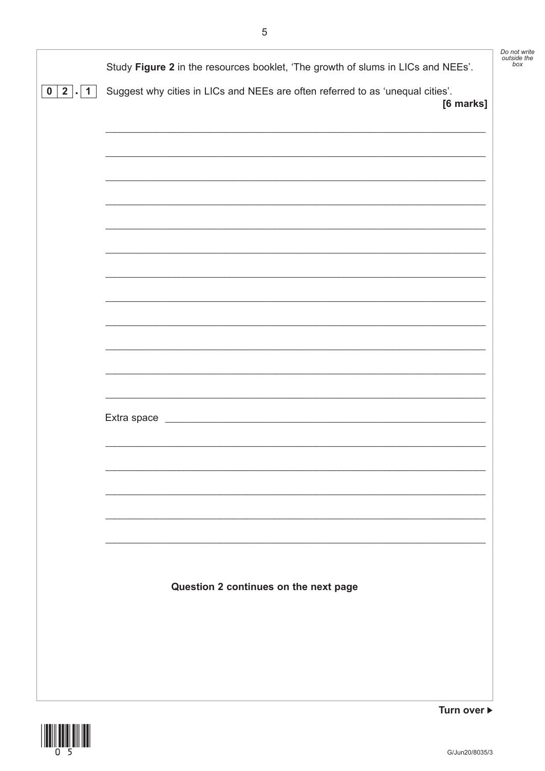Study **Figure 2** in the resources booklet, 'The growth of slums in LICs and NEEs'.

**0 2 . 1** Suggest why cities in LICs and NEEs are often referred to as 'unequal cities'.

**[6 marks]**

_______________________________________________________________________

_______________________________________________________________________

_______________________________________________________________________

_______________________________________________________________________

_______________________________________________________________________

_______________________________________________________________________

_______________________________________________________________________

_______________________________________________________________________

_______________________________________________________________________

_______________________________________________________________________

_______________________________________________________________________

_______________________________________________________________________

Extra space ___________________________________________________________

_______________________________________________________________________

_______________________________________________________________________

_______________________________________________________________________

_______________________________________________________________________

_______________________________________________________________________

**Question 2 continues on the next page**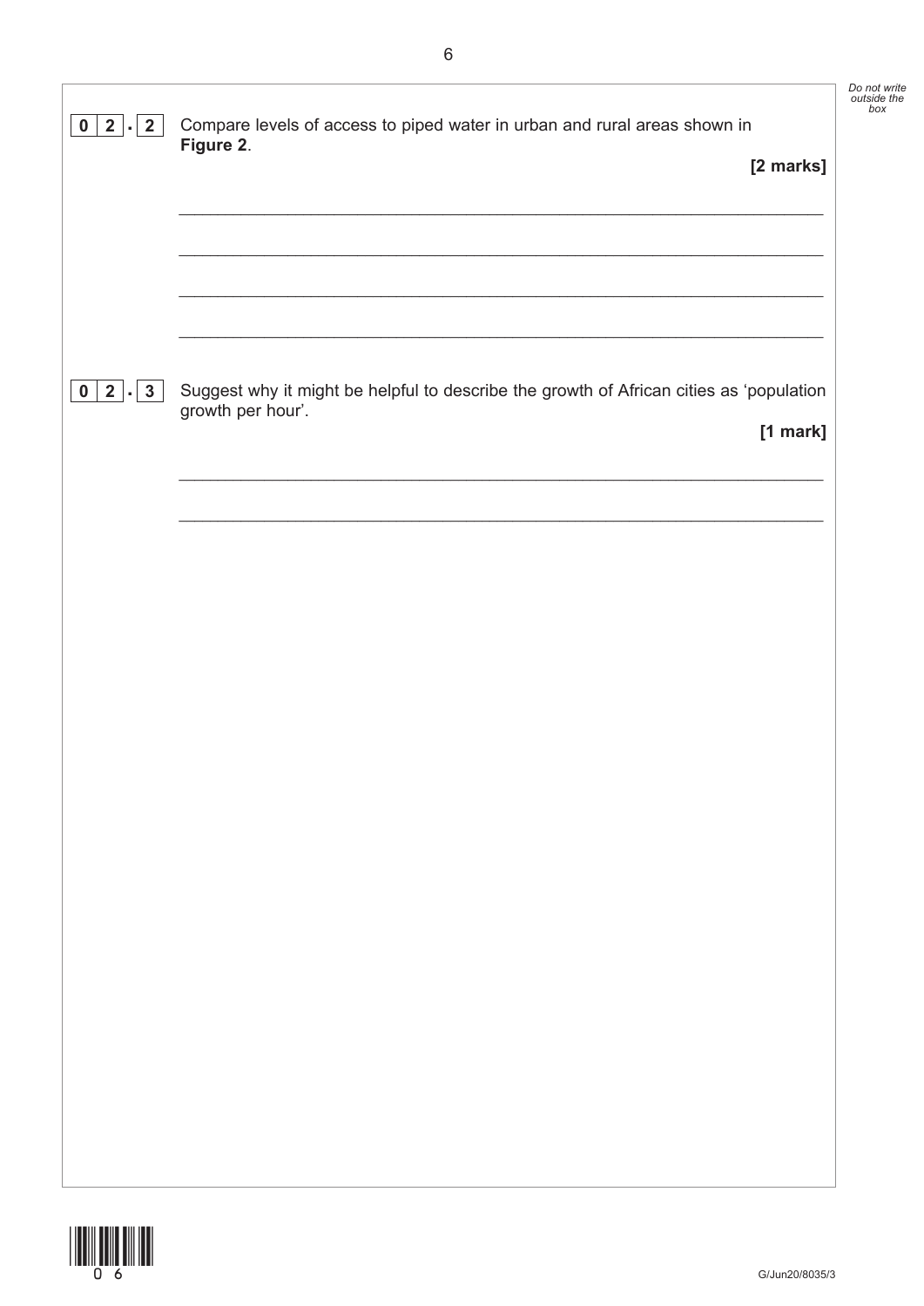**0 2 . 2** Compare levels of access to piped water in urban and rural areas shown in **Figure 2**.

**[2 marks]**

______________________________________________________________________

______________________________________________________________________

______________________________________________________________________

______________________________________________________________________

**0 2 . 3** Suggest why it might be helpful to describe the growth of African cities as 'population growth per hour'.

**[1 mark]**

______________________________________________________________________

______________________________________________________________________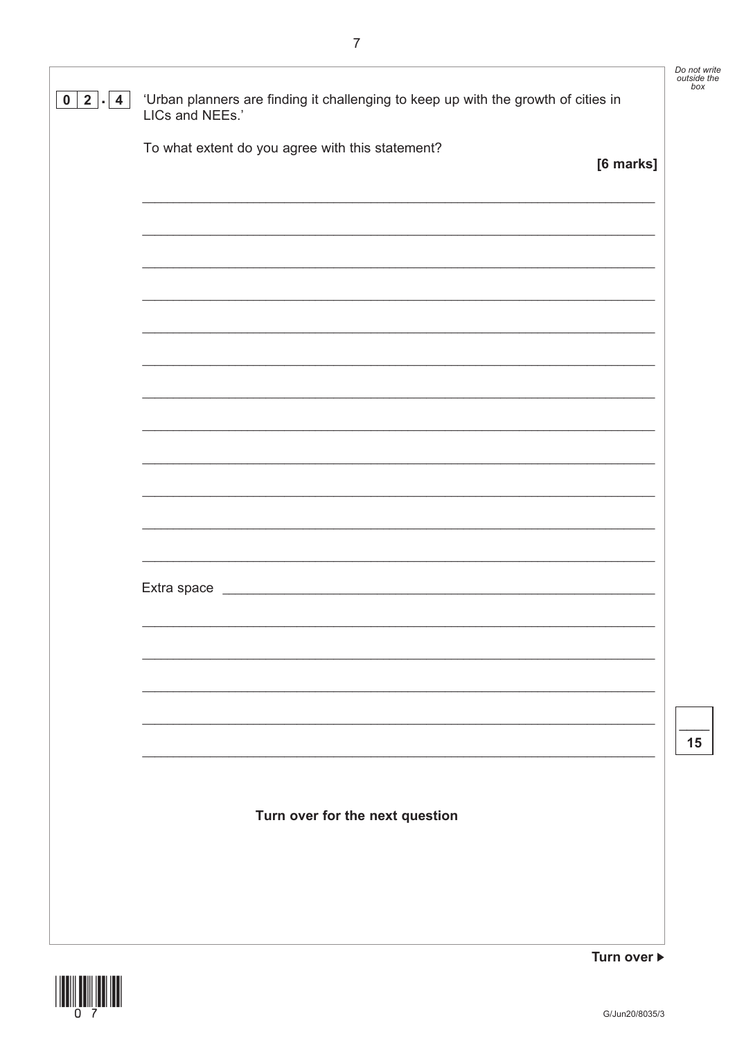**0 2 . 4** 'Urban planners are finding it challenging to keep up with the growth of cities in LICs and NEEs.'

To what extent do you agree with this statement?

**[6 marks]**

\_\_\_\_\_\_\_\_\_\_\_\_\_\_\_\_\_\_\_\_\_\_\_\_\_\_\_\_\_\_\_\_\_\_\_\_\_\_\_\_\_\_\_\_\_\_\_\_\_\_\_\_\_\_\_\_\_\_\_\_\_\_\_\_\_\_

\_\_\_\_\_\_\_\_\_\_\_\_\_\_\_\_\_\_\_\_\_\_\_\_\_\_\_\_\_\_\_\_\_\_\_\_\_\_\_\_\_\_\_\_\_\_\_\_\_\_\_\_\_\_\_\_\_\_\_\_\_\_\_\_\_\_

\_\_\_\_\_\_\_\_\_\_\_\_\_\_\_\_\_\_\_\_\_\_\_\_\_\_\_\_\_\_\_\_\_\_\_\_\_\_\_\_\_\_\_\_\_\_\_\_\_\_\_\_\_\_\_\_\_\_\_\_\_\_\_\_\_\_

\_\_\_\_\_\_\_\_\_\_\_\_\_\_\_\_\_\_\_\_\_\_\_\_\_\_\_\_\_\_\_\_\_\_\_\_\_\_\_\_\_\_\_\_\_\_\_\_\_\_\_\_\_\_\_\_\_\_\_\_\_\_\_\_\_\_

\_\_\_\_\_\_\_\_\_\_\_\_\_\_\_\_\_\_\_\_\_\_\_\_\_\_\_\_\_\_\_\_\_\_\_\_\_\_\_\_\_\_\_\_\_\_\_\_\_\_\_\_\_\_\_\_\_\_\_\_\_\_\_\_\_\_

\_\_\_\_\_\_\_\_\_\_\_\_\_\_\_\_\_\_\_\_\_\_\_\_\_\_\_\_\_\_\_\_\_\_\_\_\_\_\_\_\_\_\_\_\_\_\_\_\_\_\_\_\_\_\_\_\_\_\_\_\_\_\_\_\_\_

\_\_\_\_\_\_\_\_\_\_\_\_\_\_\_\_\_\_\_\_\_\_\_\_\_\_\_\_\_\_\_\_\_\_\_\_\_\_\_\_\_\_\_\_\_\_\_\_\_\_\_\_\_\_\_\_\_\_\_\_\_\_\_\_\_\_

\_\_\_\_\_\_\_\_\_\_\_\_\_\_\_\_\_\_\_\_\_\_\_\_\_\_\_\_\_\_\_\_\_\_\_\_\_\_\_\_\_\_\_\_\_\_\_\_\_\_\_\_\_\_\_\_\_\_\_\_\_\_\_\_\_\_

\_\_\_\_\_\_\_\_\_\_\_\_\_\_\_\_\_\_\_\_\_\_\_\_\_\_\_\_\_\_\_\_\_\_\_\_\_\_\_\_\_\_\_\_\_\_\_\_\_\_\_\_\_\_\_\_\_\_\_\_\_\_\_\_\_\_

\_\_\_\_\_\_\_\_\_\_\_\_\_\_\_\_\_\_\_\_\_\_\_\_\_\_\_\_\_\_\_\_\_\_\_\_\_\_\_\_\_\_\_\_\_\_\_\_\_\_\_\_\_\_\_\_\_\_\_\_\_\_\_\_\_\_

\_\_\_\_\_\_\_\_\_\_\_\_\_\_\_\_\_\_\_\_\_\_\_\_\_\_\_\_\_\_\_\_\_\_\_\_\_\_\_\_\_\_\_\_\_\_\_\_\_\_\_\_\_\_\_\_\_\_\_\_\_\_\_\_\_\_

\_\_\_\_\_\_\_\_\_\_\_\_\_\_\_\_\_\_\_\_\_\_\_\_\_\_\_\_\_\_\_\_\_\_\_\_\_\_\_\_\_\_\_\_\_\_\_\_\_\_\_\_\_\_\_\_\_\_\_\_\_\_\_\_\_\_

Extra space \_\_\_\_\_\_\_\_\_\_\_\_\_\_\_\_\_\_\_\_\_\_\_\_\_\_\_\_\_\_\_\_\_\_\_\_\_\_\_\_\_\_\_\_\_\_\_\_\_\_\_\_\_\_\_\_

\_\_\_\_\_\_\_\_\_\_\_\_\_\_\_\_\_\_\_\_\_\_\_\_\_\_\_\_\_\_\_\_\_\_\_\_\_\_\_\_\_\_\_\_\_\_\_\_\_\_\_\_\_\_\_\_\_\_\_\_\_\_\_\_\_\_

\_\_\_\_\_\_\_\_\_\_\_\_\_\_\_\_\_\_\_\_\_\_\_\_\_\_\_\_\_\_\_\_\_\_\_\_\_\_\_\_\_\_\_\_\_\_\_\_\_\_\_\_\_\_\_\_\_\_\_\_\_\_\_\_\_\_

\_\_\_\_\_\_\_\_\_\_\_\_\_\_\_\_\_\_\_\_\_\_\_\_\_\_\_\_\_\_\_\_\_\_\_\_\_\_\_\_\_\_\_\_\_\_\_\_\_\_\_\_\_\_\_\_\_\_\_\_\_\_\_\_\_\_

\_\_\_\_\_\_\_\_\_\_\_\_\_\_\_\_\_\_\_\_\_\_\_\_\_\_\_\_\_\_\_\_\_\_\_\_\_\_\_\_\_\_\_\_\_\_\_\_\_\_\_\_\_\_\_\_\_\_\_\_\_\_\_\_\_\_

\_\_\_\_\_\_\_\_\_\_\_\_\_\_\_\_\_\_\_\_\_\_\_\_\_\_\_\_\_\_\_\_\_\_\_\_\_\_\_\_\_\_\_\_\_\_\_\_\_\_\_\_\_\_\_\_\_\_\_\_\_\_\_\_\_\_

15

**Turn over for the next question**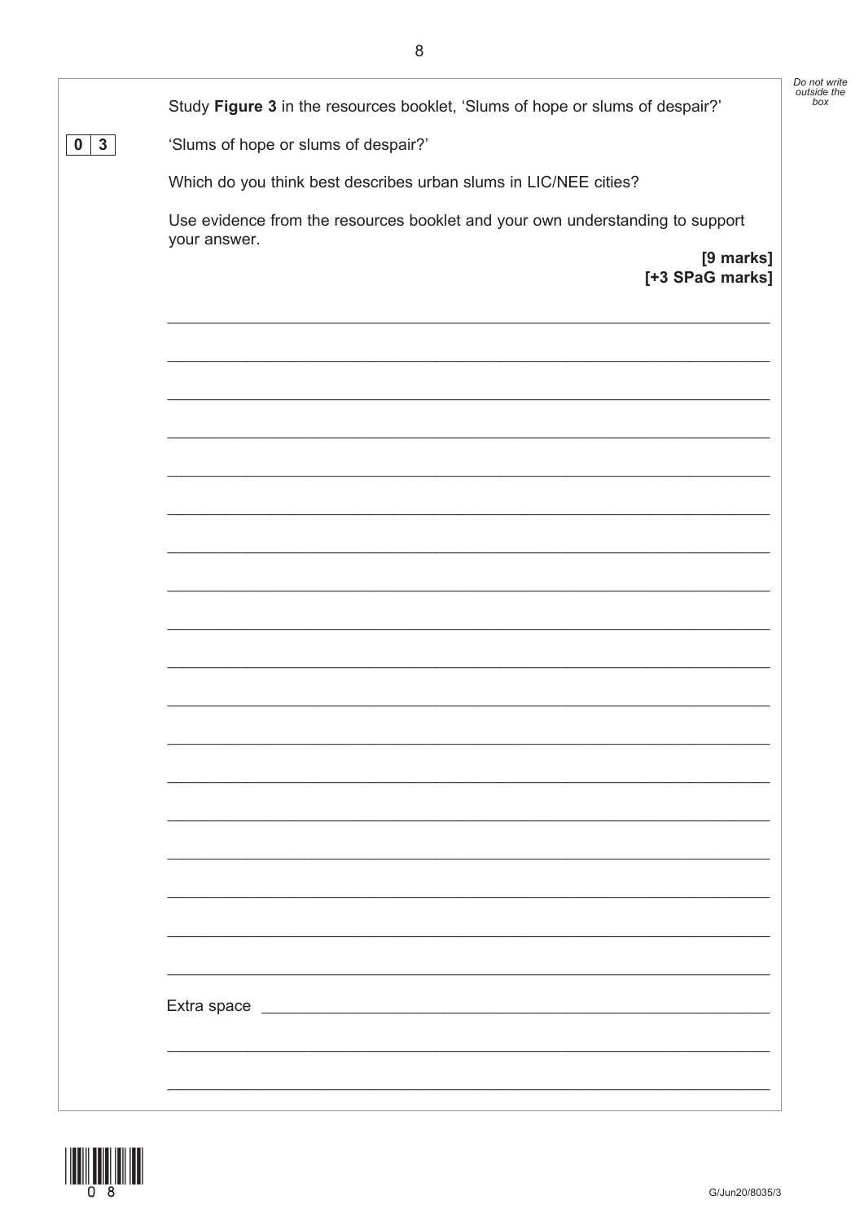Study **Figure 3** in the resources booklet, 'Slums of hope or slums of despair?'

**0 3** 'Slums of hope or slums of despair?'

Which do you think best describes urban slums in LIC/NEE cities?

Use evidence from the resources booklet and your own understanding to support your answer.

**[9 marks]**
**[+3 SPaG marks]**

Extra space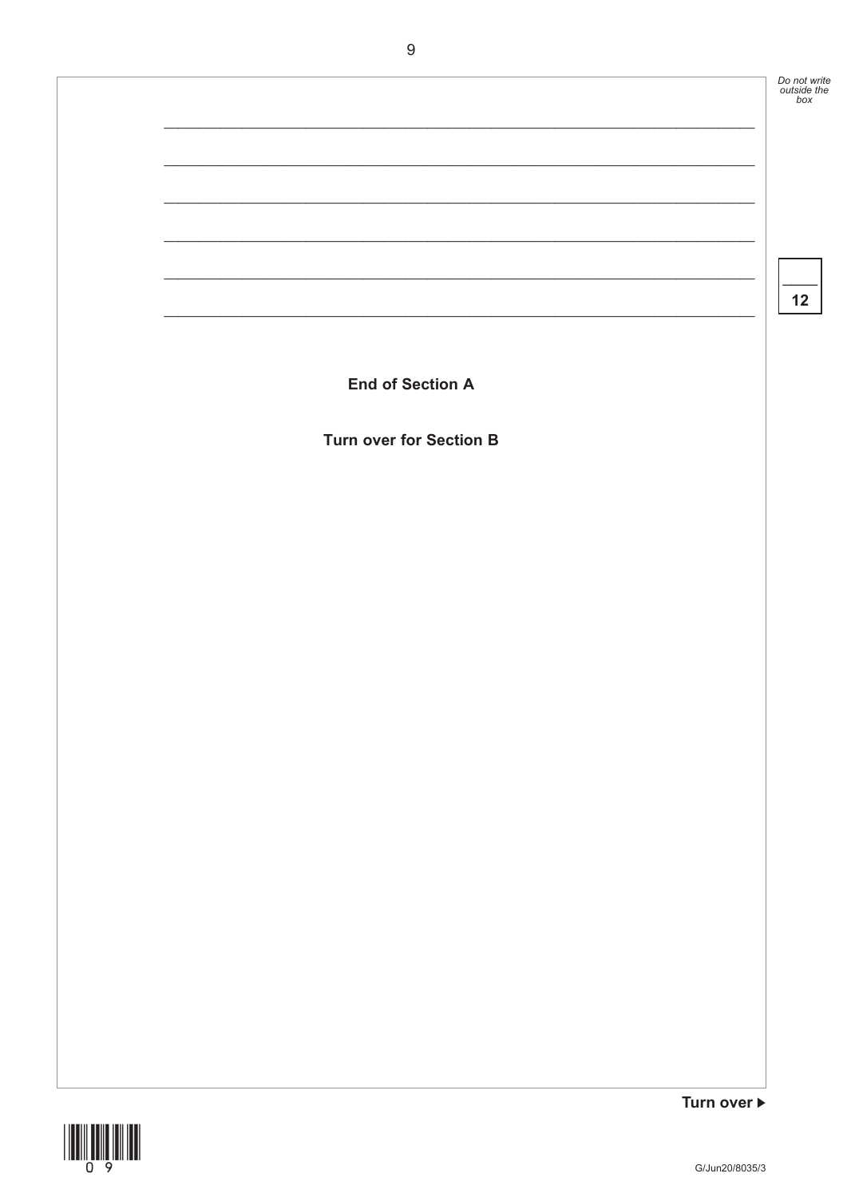**End of Section A**

**Turn over for Section B**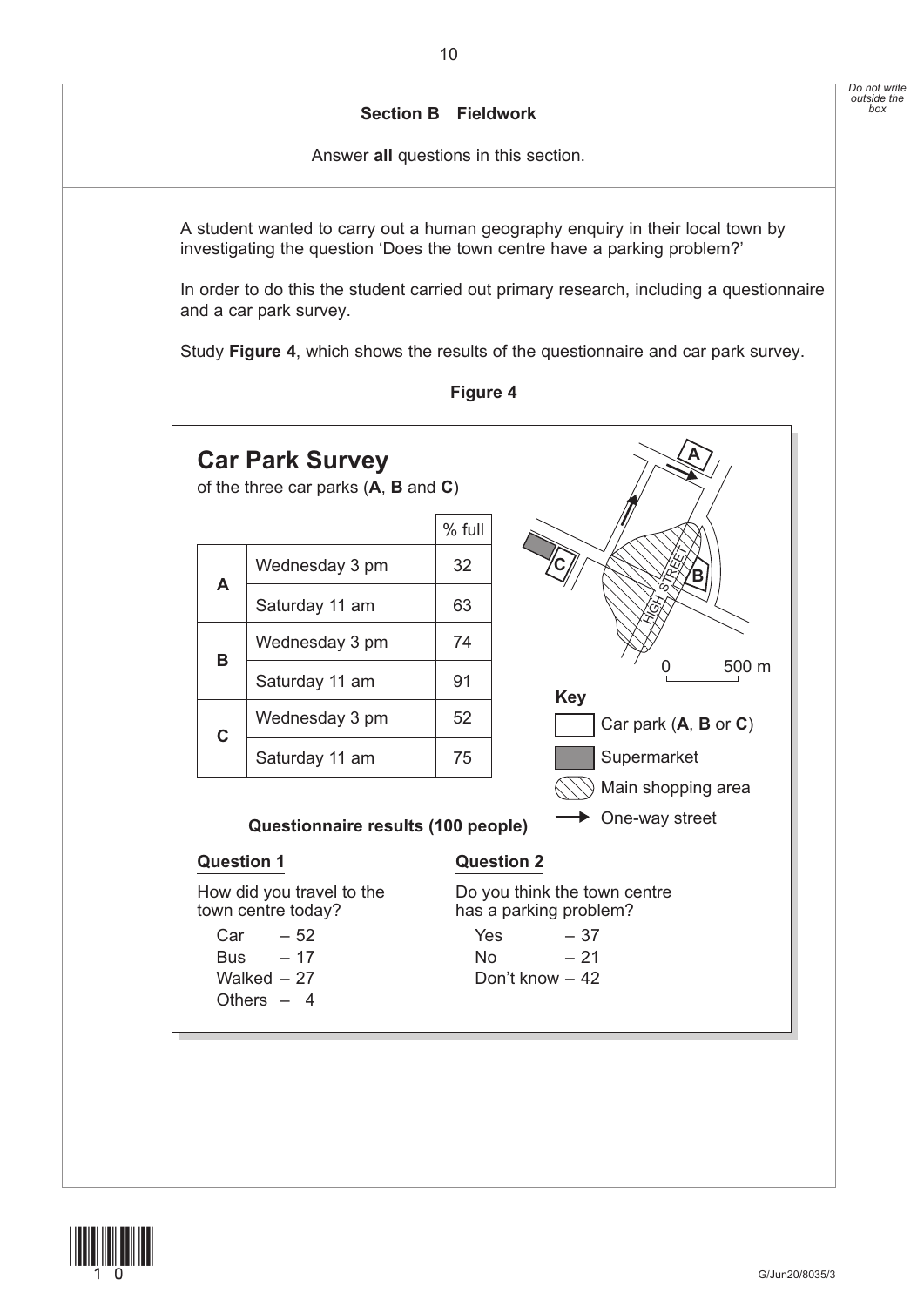## Section B Fieldwork

Answer **all** questions in this section.

A student wanted to carry out a human geography enquiry in their local town by investigating the question 'Does the town centre have a parking problem?'

In order to do this the student carried out primary research, including a questionnaire and a car park survey.

Study **Figure 4**, which shows the results of the questionnaire and car park survey.

**Figure 4**

### Car Park Survey

of the three car parks (**A**, **B** and **C**)

| | | % full |
|---|---|---|
| **A** | Wednesday 3 pm | 32 |
| | Saturday 11 am | 63 |
| **B** | Wednesday 3 pm | 74 |
| | Saturday 11 am | 91 |
| **C** | Wednesday 3 pm | 52 |
| | Saturday 11 am | 75 |

HIGH STREET

0 500 m

**Key**

- Car park (**A**, **B** or **C**)
- Supermarket
- Main shopping area
- One-way street

**Questionnaire results (100 people)**

**Question 1**

How did you travel to the town centre today?

- Car – 52
- Bus – 17
- Walked – 27
- Others – 4

**Question 2**

Do you think the town centre has a parking problem?

- Yes – 37
- No – 21
- Don't know – 42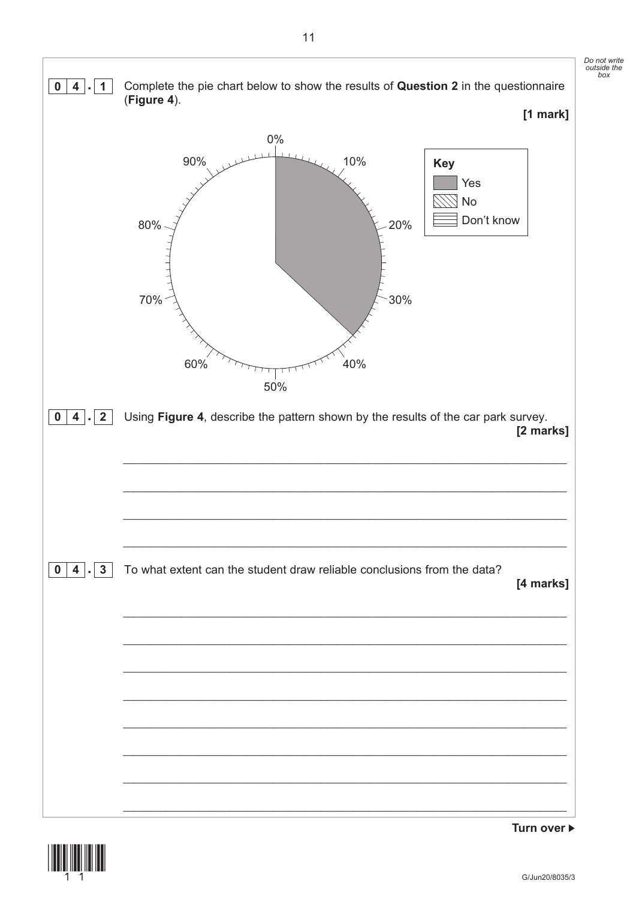**0 4 . 1** Complete the pie chart below to show the results of **Question 2** in the questionnaire (**Figure 4**).

**[1 mark]**

Key

- Yes
- No
- Don't know

**0 4 . 2** Using **Figure 4**, describe the pattern shown by the results of the car park survey.

**[2 marks]**

______________________________________________________________________

______________________________________________________________________

______________________________________________________________________

______________________________________________________________________

**0 4 . 3** To what extent can the student draw reliable conclusions from the data?

**[4 marks]**

______________________________________________________________________

______________________________________________________________________

______________________________________________________________________

______________________________________________________________________

______________________________________________________________________

______________________________________________________________________

______________________________________________________________________

______________________________________________________________________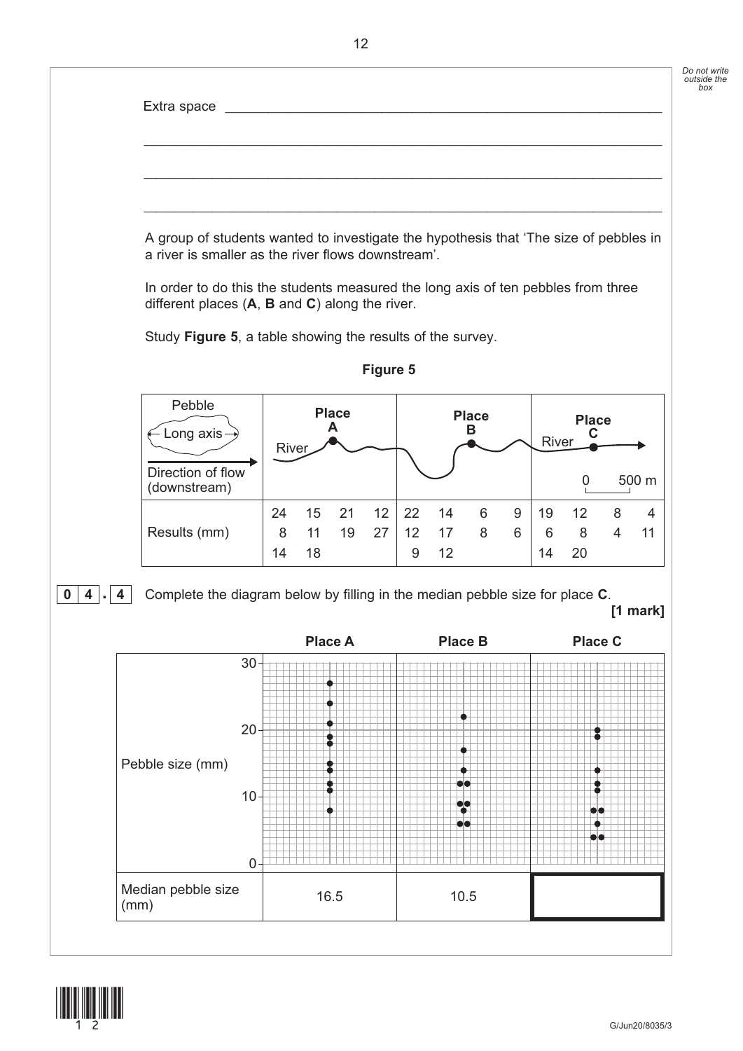Extra space ___________________________________________________________

_________________________________________________________________________

_________________________________________________________________________

_________________________________________________________________________

A group of students wanted to investigate the hypothesis that 'The size of pebbles in a river is smaller as the river flows downstream'.

In order to do this the students measured the long axis of ten pebbles from three different places (**A**, **B** and **C**) along the river.

Study **Figure 5**, a table showing the results of the survey.

**Figure 5**

| Pebble (Long axis) / Direction of flow (downstream) | Place A | Place B | Place C (scale: 0 – 500 m) |
|---|---|---|---|
| Results (mm) | 24 15 21 12<br>8 11 19 27<br>14 18 | 22 14 6 9<br>12 17 8 6<br>9 12 | 19 12 8 4<br>6 8 4 11<br>14 20 |

**0 4 . 4** Complete the diagram below by filling in the median pebble size for place **C**.

**[1 mark]**

| | Place A | Place B | Place C |
|---|---|---|---|
| Pebble size (mm) (dot plot, 0–30) | | | |
| Median pebble size (mm) | 16.5 | 10.5 | |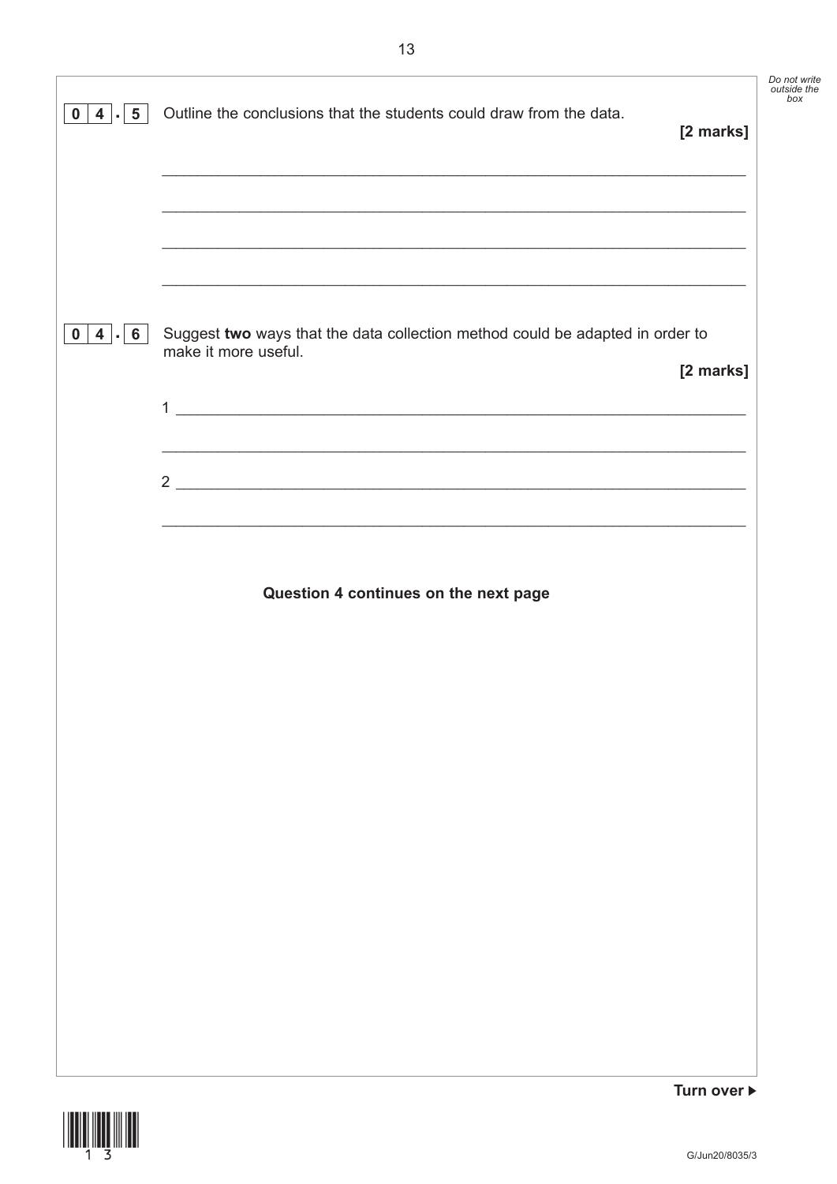**0 4 . 5** Outline the conclusions that the students could draw from the data.

**[2 marks]**

______________________________________________________________________

______________________________________________________________________

______________________________________________________________________

______________________________________________________________________

**0 4 . 6** Suggest **two** ways that the data collection method could be adapted in order to make it more useful.

**[2 marks]**

1 ____________________________________________________________________

______________________________________________________________________

2 ____________________________________________________________________

______________________________________________________________________

**Question 4 continues on the next page**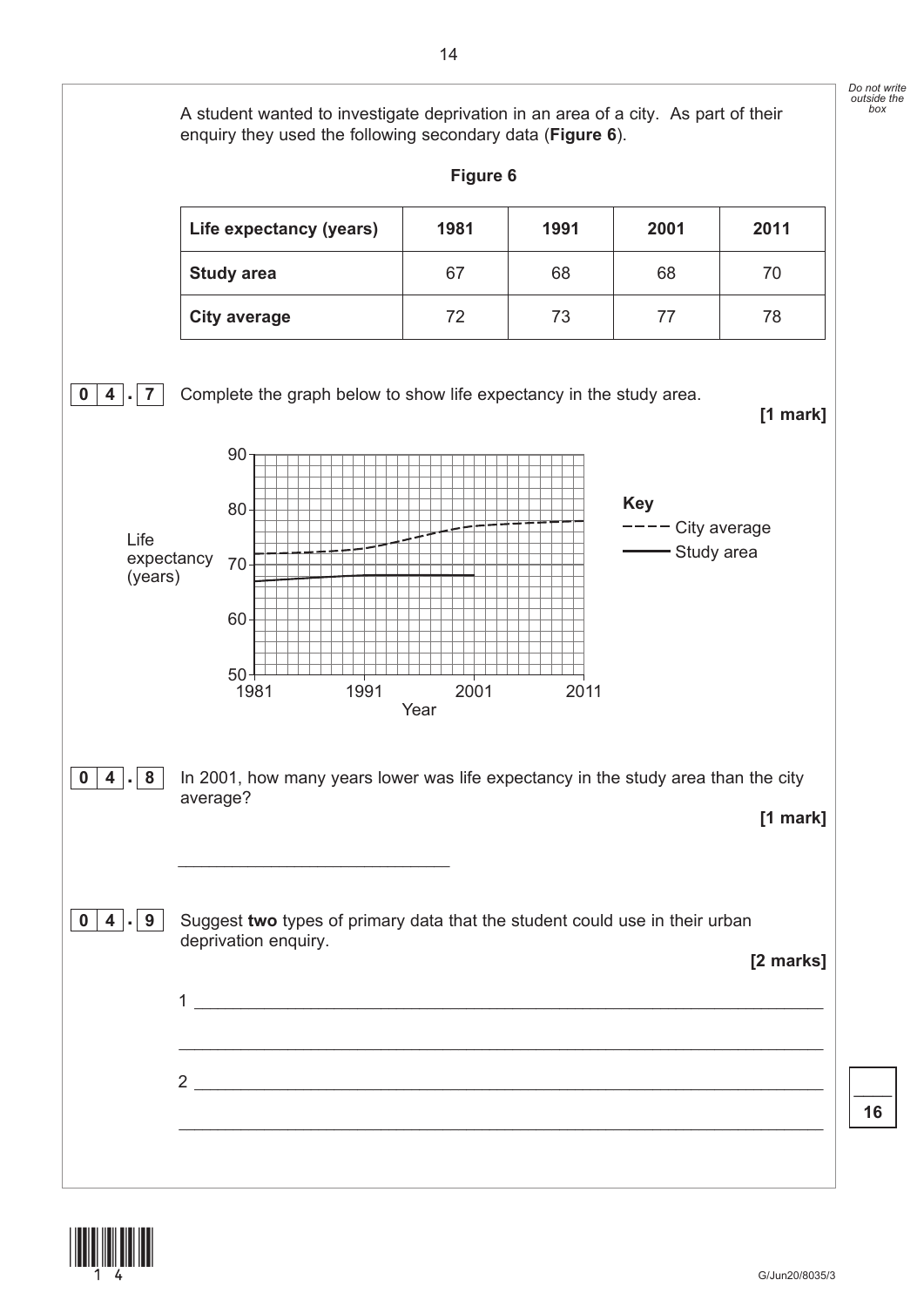A student wanted to investigate deprivation in an area of a city. As part of their enquiry they used the following secondary data (**Figure 6**).

**Figure 6**

| Life expectancy (years) | 1981 | 1991 | 2001 | 2011 |
| --- | --- | --- | --- | --- |
| **Study area** | 67 | 68 | 68 | 70 |
| **City average** | 72 | 73 | 77 | 78 |

**0 4 . 7** Complete the graph below to show life expectancy in the study area.

**[1 mark]**

Life expectancy (years)

90

80

70

60

50

1981 1991 2001 2011

Year

**Key**

- - - - City average

——— Study area

**0 4 . 8** In 2001, how many years lower was life expectancy in the study area than the city average?

**[1 mark]**

_____________________________

**0 4 . 9** Suggest **two** types of primary data that the student could use in their urban deprivation enquiry.

**[2 marks]**

1 _______________________________________________________________

_______________________________________________________________

2 _______________________________________________________________

_______________________________________________________________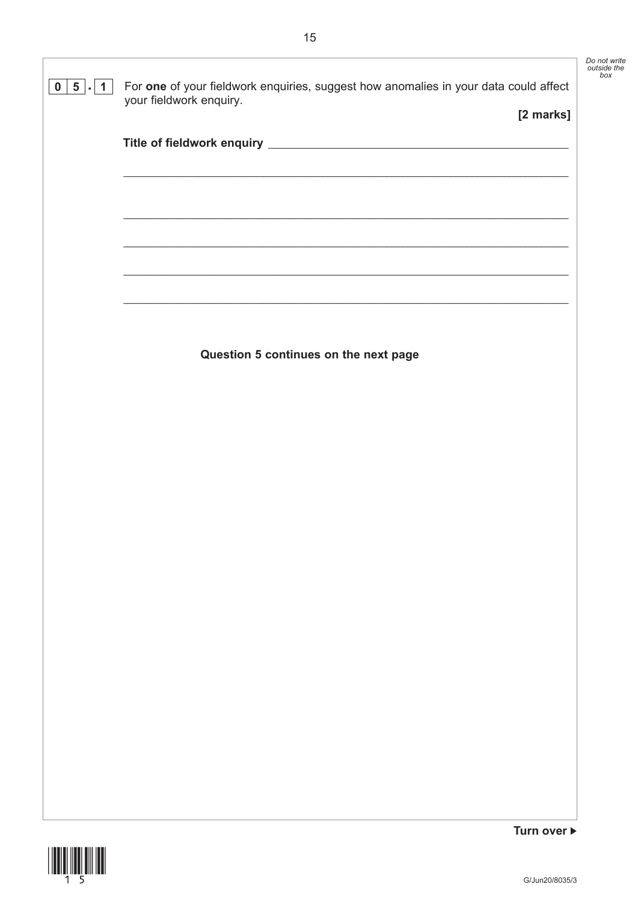**0 5 . 1** For **one** of your fieldwork enquiries, suggest how anomalies in your data could affect your fieldwork enquiry.

**[2 marks]**

**Title of fieldwork enquiry** ______________________________________________

_____________________________________________________________________

_____________________________________________________________________

_____________________________________________________________________

_____________________________________________________________________

_____________________________________________________________________

**Question 5 continues on the next page**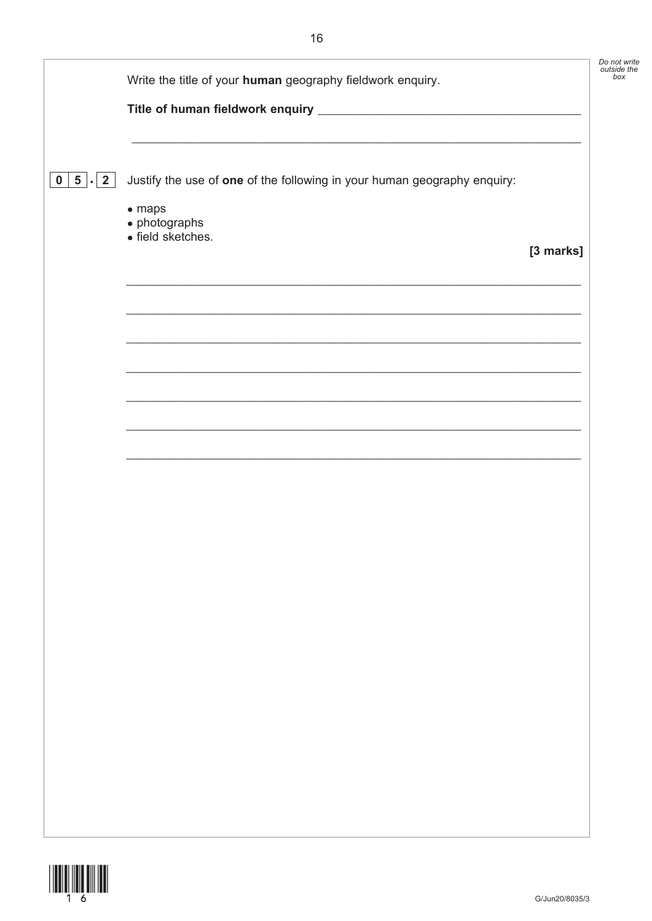Write the title of your **human** geography fieldwork enquiry.

**Title of human fieldwork enquiry** _______________________________________

_______________________________________________________________

**0 5 . 2** Justify the use of **one** of the following in your human geography enquiry:

- maps
- photographs
- field sketches.

**[3 marks]**

_______________________________________________________________

_______________________________________________________________

_______________________________________________________________

_______________________________________________________________

_______________________________________________________________

_______________________________________________________________

_______________________________________________________________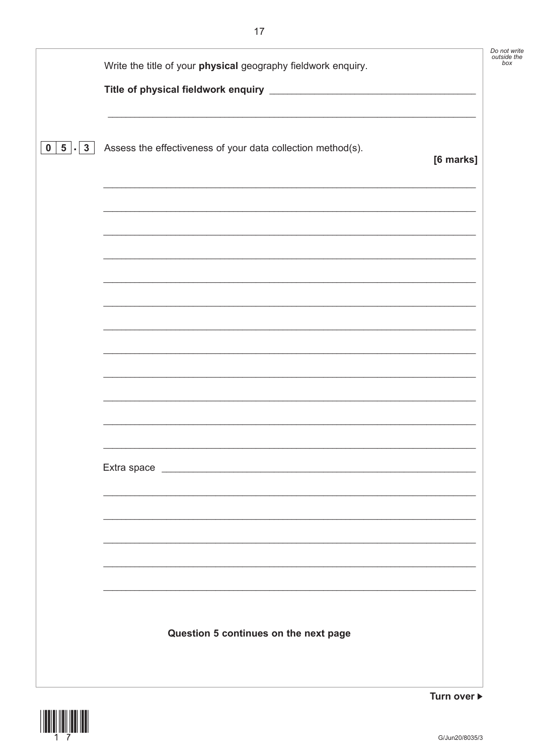Write the title of your **physical** geography fieldwork enquiry.

**Title of physical fieldwork enquiry** ___________________________________

_____________________________________________________________________

**0 5 . 3** Assess the effectiveness of your data collection method(s).

**[6 marks]**

_____________________________________________________________________

_____________________________________________________________________

_____________________________________________________________________

_____________________________________________________________________

_____________________________________________________________________

_____________________________________________________________________

_____________________________________________________________________

_____________________________________________________________________

_____________________________________________________________________

_____________________________________________________________________

_____________________________________________________________________

_____________________________________________________________________

Extra space _________________________________________________________

_____________________________________________________________________

_____________________________________________________________________

_____________________________________________________________________

_____________________________________________________________________

_____________________________________________________________________

**Question 5 continues on the next page**

**Turn over ▶**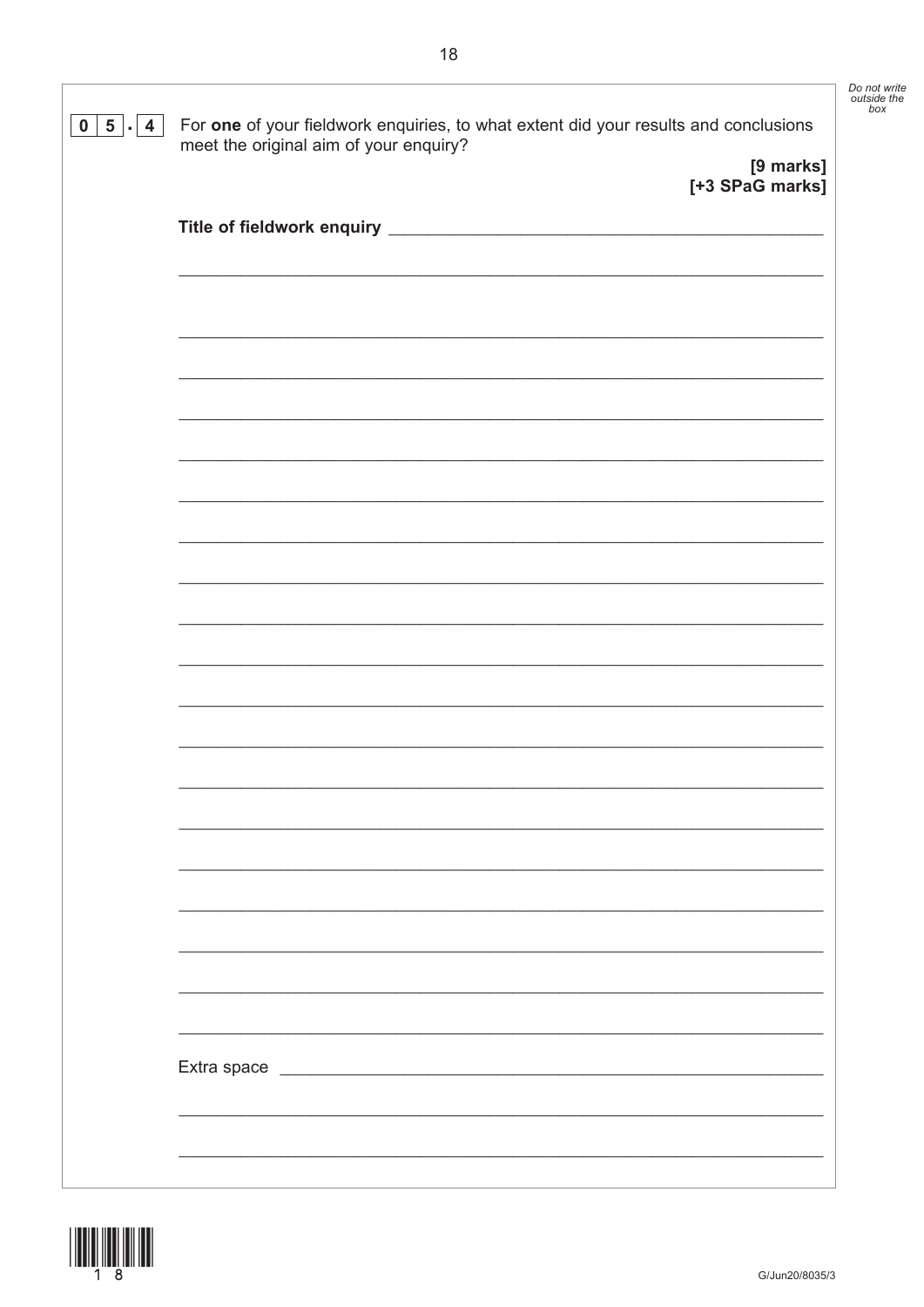**0 5 . 4** For **one** of your fieldwork enquiries, to what extent did your results and conclusions meet the original aim of your enquiry?

**[9 marks]**
**[+3 SPaG marks]**

**Title of fieldwork enquiry** ______________________________

_______________________________________________

_______________________________________________

_______________________________________________

_______________________________________________

_______________________________________________

_______________________________________________

_______________________________________________

_______________________________________________

_______________________________________________

_______________________________________________

_______________________________________________

_______________________________________________

_______________________________________________

_______________________________________________

_______________________________________________

_______________________________________________

_______________________________________________

_______________________________________________

_______________________________________________

Extra space ______________________________

_______________________________________________

_______________________________________________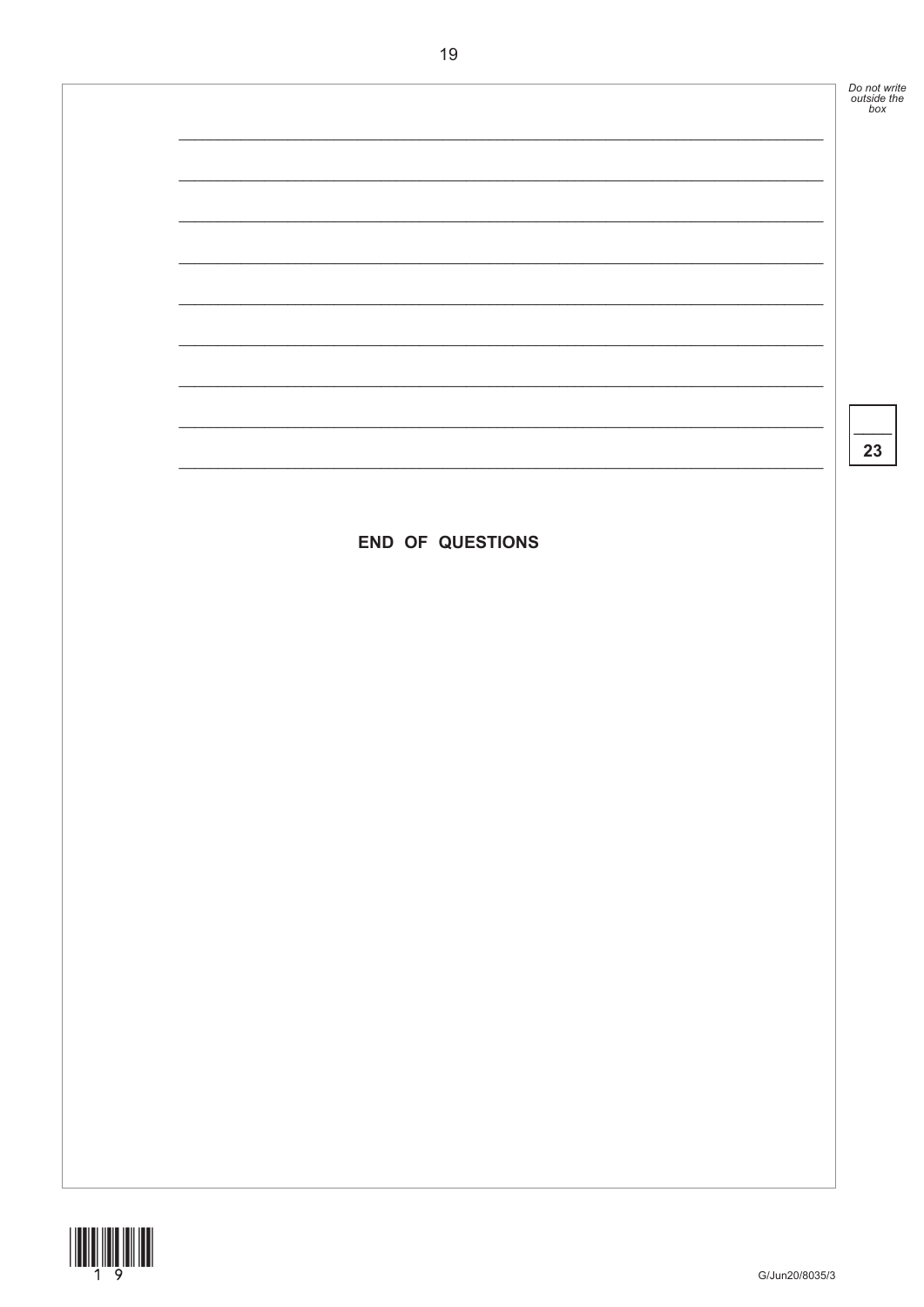**END OF QUESTIONS**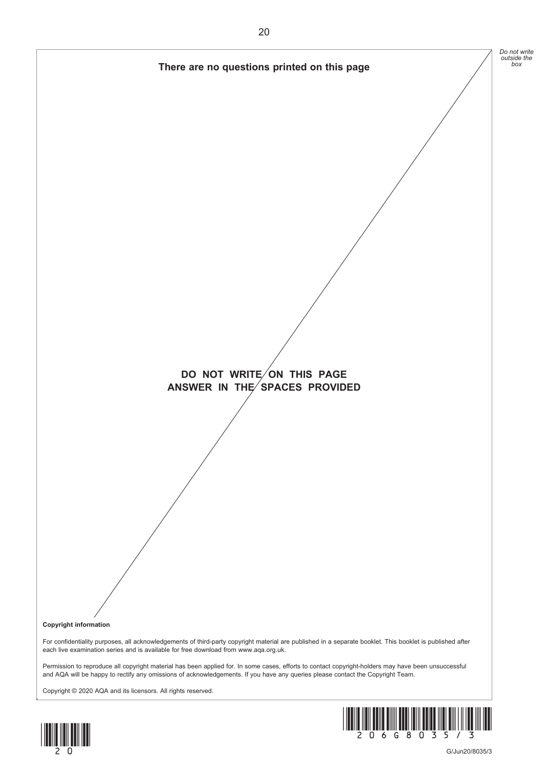**There are no questions printed on this page**

**DO NOT WRITE ON THIS PAGE**
**ANSWER IN THE SPACES PROVIDED**

**Copyright information**

For confidentiality purposes, all acknowledgements of third-party copyright material are published in a separate booklet. This booklet is published after each live examination series and is available for free download from www.aqa.org.uk.

Permission to reproduce all copyright material has been applied for. In some cases, efforts to contact copyright-holders may have been unsuccessful and AQA will be happy to rectify any omissions of acknowledgements. If you have any queries please contact the Copyright Team.

Copyright © 2020 AQA and its licensors. All rights reserved.